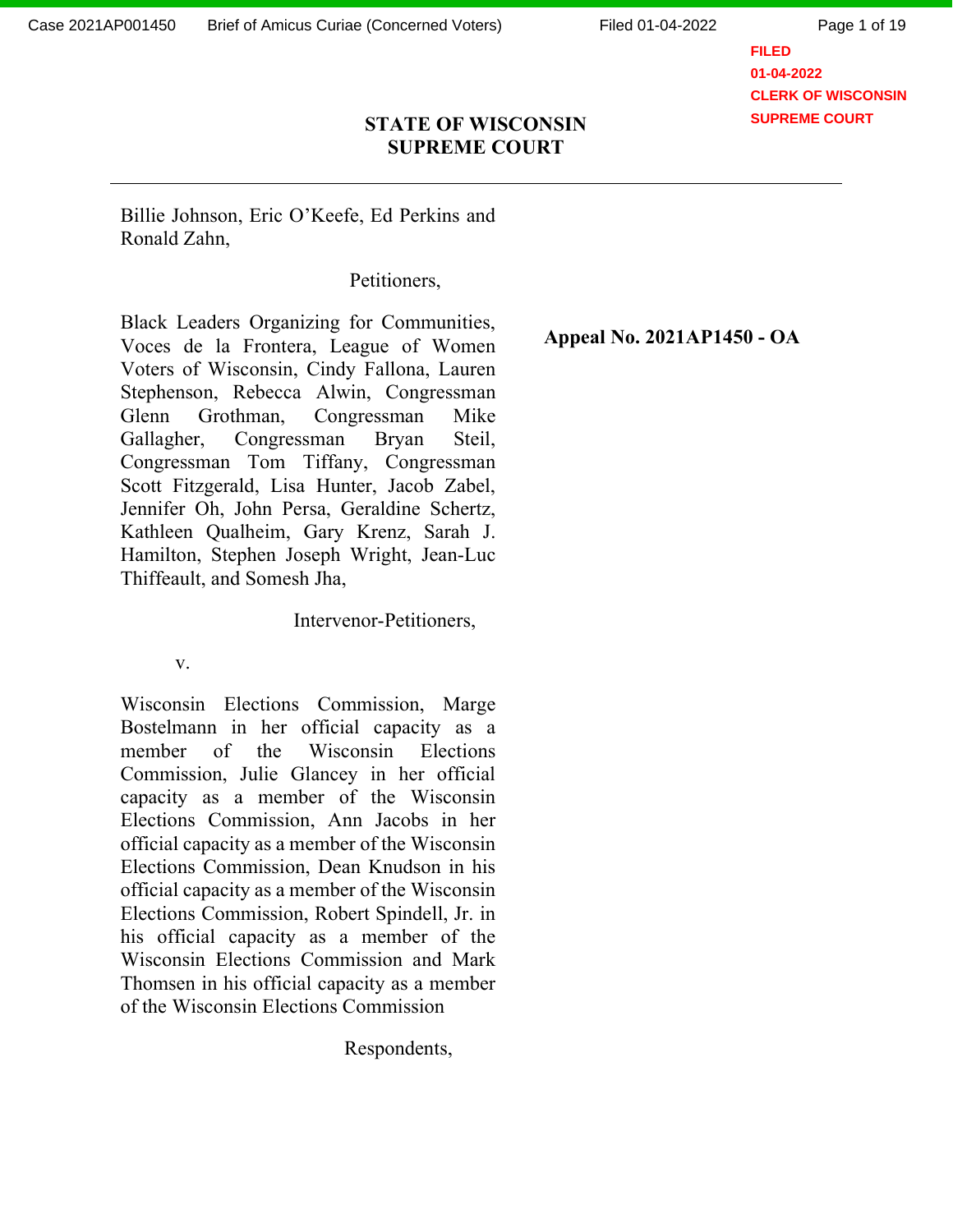FILED
01-04-2022
CLERK OF WISCONSIN
SUPREME COURT

**STATE OF WISCONSIN**
**SUPREME COURT**

---

Billie Johnson, Eric O'Keefe, Ed Perkins and Ronald Zahn,

Petitioners,

Black Leaders Organizing for Communities, Voces de la Frontera, League of Women Voters of Wisconsin, Cindy Fallona, Lauren Stephenson, Rebecca Alwin, Congressman Glenn Grothman, Congressman Mike Gallagher, Congressman Bryan Steil, Congressman Tom Tiffany, Congressman Scott Fitzgerald, Lisa Hunter, Jacob Zabel, Jennifer Oh, John Persa, Geraldine Schertz, Kathleen Qualheim, Gary Krenz, Sarah J. Hamilton, Stephen Joseph Wright, Jean-Luc Thiffeault, and Somesh Jha,

Intervenor-Petitioners,

**Appeal No. 2021AP1450 - OA**

v.

Wisconsin Elections Commission, Marge Bostelmann in her official capacity as a member of the Wisconsin Elections Commission, Julie Glancey in her official capacity as a member of the Wisconsin Elections Commission, Ann Jacobs in her official capacity as a member of the Wisconsin Elections Commission, Dean Knudson in his official capacity as a member of the Wisconsin Elections Commission, Robert Spindell, Jr. in his official capacity as a member of the Wisconsin Elections Commission and Mark Thomsen in his official capacity as a member of the Wisconsin Elections Commission

Respondents,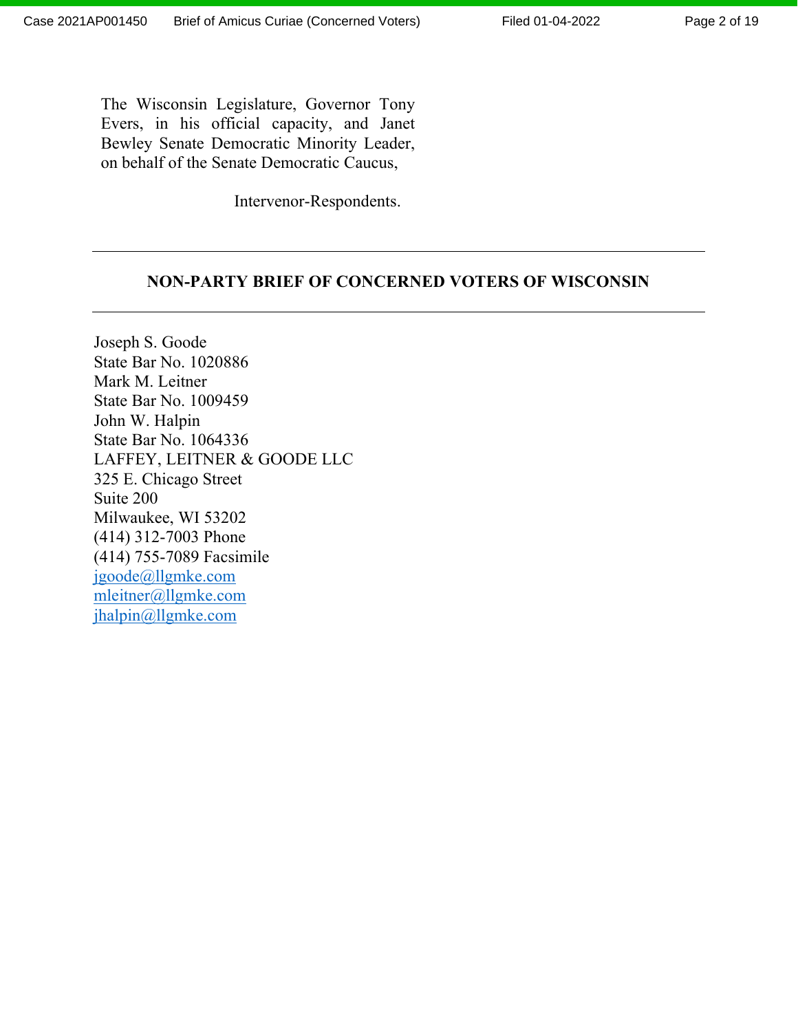The Wisconsin Legislature, Governor Tony Evers, in his official capacity, and Janet Bewley Senate Democratic Minority Leader, on behalf of the Senate Democratic Caucus,

Intervenor-Respondents.

---

**NON-PARTY BRIEF OF CONCERNED VOTERS OF WISCONSIN**

---

Joseph S. Goode
State Bar No. 1020886
Mark M. Leitner
State Bar No. 1009459
John W. Halpin
State Bar No. 1064336
LAFFEY, LEITNER & GOODE LLC
325 E. Chicago Street
Suite 200
Milwaukee, WI 53202
(414) 312-7003 Phone
(414) 755-7089 Facsimile
jgoode@llgmke.com
mleitner@llgmke.com
jhalpin@llgmke.com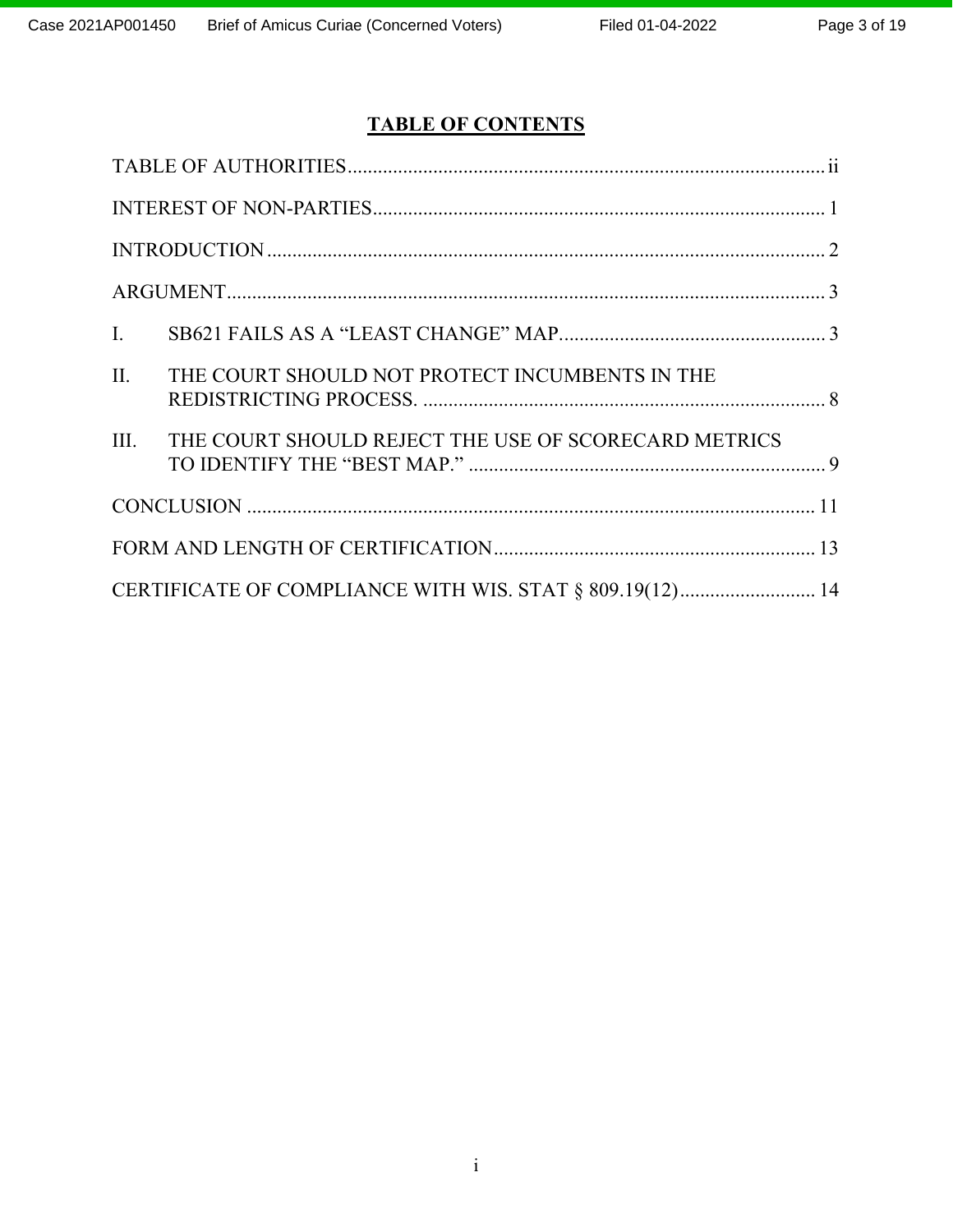# TABLE OF CONTENTS

TABLE OF AUTHORITIES .............................................................................................. ii

INTEREST OF NON-PARTIES ......................................................................................... 1

INTRODUCTION ............................................................................................................. 2

ARGUMENT ..................................................................................................................... 3

I. SB621 FAILS AS A "LEAST CHANGE" MAP .................................................... 3

II. THE COURT SHOULD NOT PROTECT INCUMBENTS IN THE REDISTRICTING PROCESS. .............................................................................. 8

III. THE COURT SHOULD REJECT THE USE OF SCORECARD METRICS TO IDENTIFY THE "BEST MAP." ...................................................................... 9

CONCLUSION ............................................................................................................... 11

FORM AND LENGTH OF CERTIFICATION ................................................................ 13

CERTIFICATE OF COMPLIANCE WITH WIS. STAT § 809.19(12) .......................... 14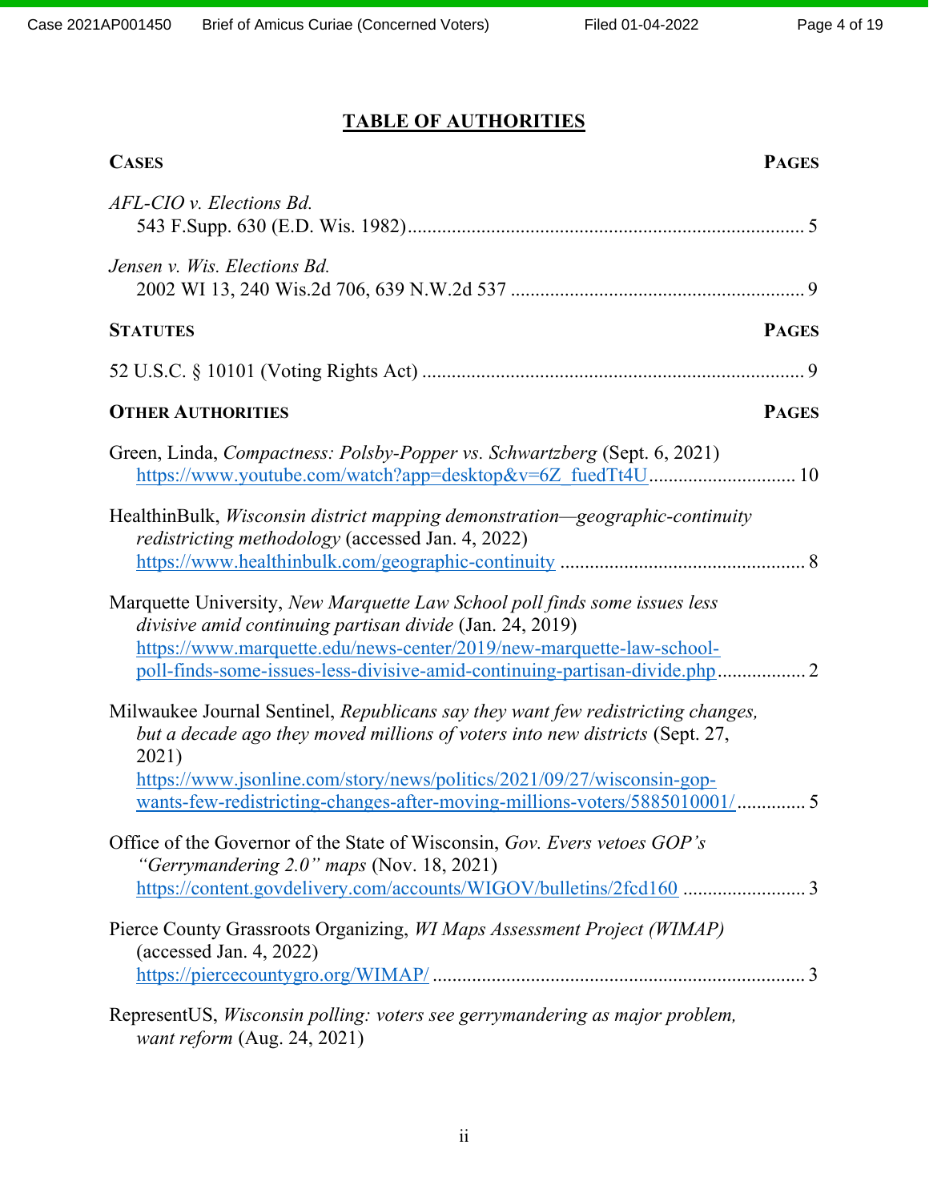## TABLE OF AUTHORITIES

**CASES** — **PAGES**

*AFL-CIO v. Elections Bd.*
543 F.Supp. 630 (E.D. Wis. 1982)................................................................................. 5

*Jensen v. Wis. Elections Bd.*
2002 WI 13, 240 Wis.2d 706, 639 N.W.2d 537 ........................................................... 9

**STATUTES** — **PAGES**

52 U.S.C. § 10101 (Voting Rights Act) ............................................................................. 9

**OTHER AUTHORITIES** — **PAGES**

Green, Linda, *Compactness: Polsby-Popper vs. Schwartzberg* (Sept. 6, 2021)
https://www.youtube.com/watch?app=desktop&v=6Z_fuedTt4U............................. 10

HealthinBulk, *Wisconsin district mapping demonstration—geographic-continuity redistricting methodology* (accessed Jan. 4, 2022)
https://www.healthinbulk.com/geographic-continuity ................................................. 8

Marquette University, *New Marquette Law School poll finds some issues less divisive amid continuing partisan divide* (Jan. 24, 2019)
https://www.marquette.edu/news-center/2019/new-marquette-law-school-poll-finds-some-issues-less-divisive-amid-continuing-partisan-divide.php.................. 2

Milwaukee Journal Sentinel, *Republicans say they want few redistricting changes, but a decade ago they moved millions of voters into new districts* (Sept. 27, 2021)
https://www.jsonline.com/story/news/politics/2021/09/27/wisconsin-gop-wants-few-redistricting-changes-after-moving-millions-voters/5885010001/.............. 5

Office of the Governor of the State of Wisconsin, *Gov. Evers vetoes GOP's "Gerrymandering 2.0" maps* (Nov. 18, 2021)
https://content.govdelivery.com/accounts/WIGOV/bulletins/2fcd160 ......................... 3

Pierce County Grassroots Organizing, *WI Maps Assessment Project (WIMAP)* (accessed Jan. 4, 2022)
https://piercecountygro.org/WIMAP/ ........................................................................... 3

RepresentUS, *Wisconsin polling: voters see gerrymandering as major problem, want reform* (Aug. 24, 2021)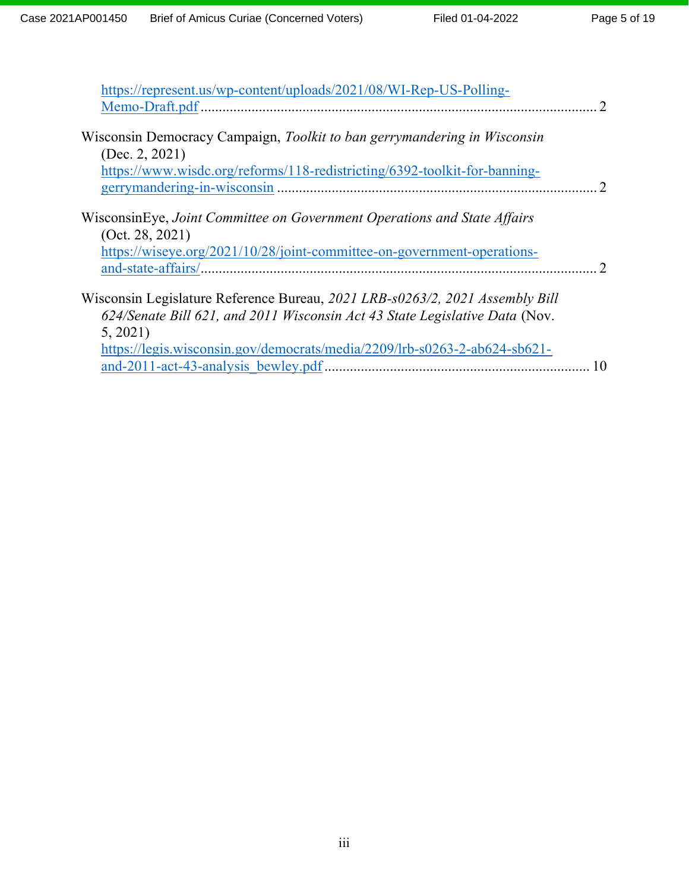https://represent.us/wp-content/uploads/2021/08/WI-Rep-US-Polling-Memo-Draft.pdf ........................................................................................................... 2

Wisconsin Democracy Campaign, *Toolkit to ban gerrymandering in Wisconsin* (Dec. 2, 2021) https://www.wisdc.org/reforms/118-redistricting/6392-toolkit-for-banning-gerrymandering-in-wisconsin ....................................................................................... 2

WisconsinEye, *Joint Committee on Government Operations and State Affairs* (Oct. 28, 2021) https://wiseye.org/2021/10/28/joint-committee-on-government-operations-and-state-affairs/........................................................................................................... 2

Wisconsin Legislature Reference Bureau, *2021 LRB-s0263/2, 2021 Assembly Bill 624/Senate Bill 621, and 2011 Wisconsin Act 43 State Legislative Data* (Nov. 5, 2021) https://legis.wisconsin.gov/democrats/media/2209/lrb-s0263-2-ab624-sb621-and-2011-act-43-analysis_bewley.pdf ........................................................................ 10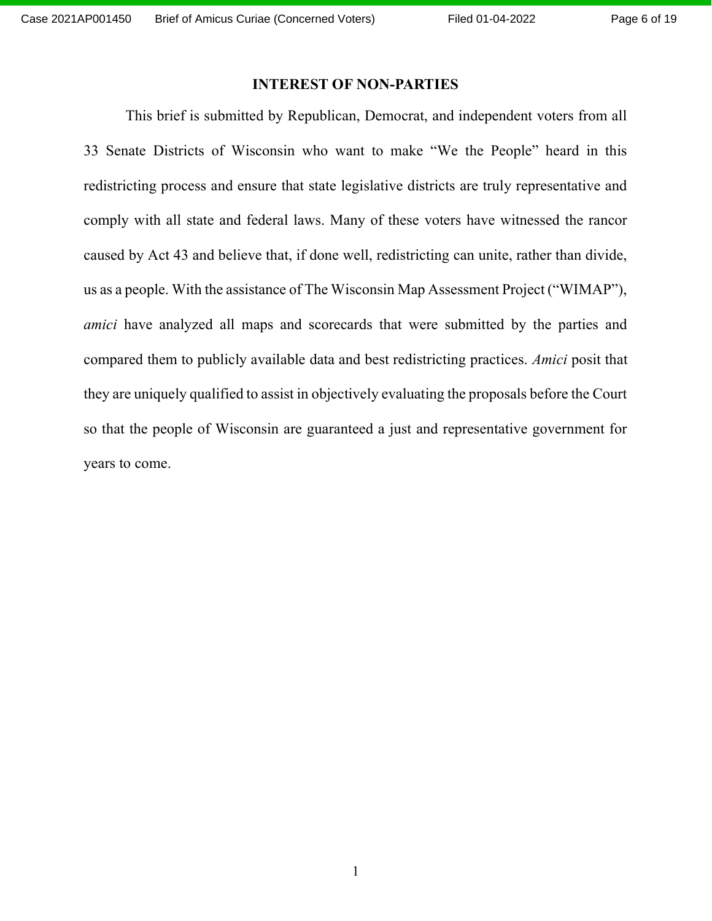## INTEREST OF NON-PARTIES

This brief is submitted by Republican, Democrat, and independent voters from all 33 Senate Districts of Wisconsin who want to make "We the People" heard in this redistricting process and ensure that state legislative districts are truly representative and comply with all state and federal laws. Many of these voters have witnessed the rancor caused by Act 43 and believe that, if done well, redistricting can unite, rather than divide, us as a people. With the assistance of The Wisconsin Map Assessment Project ("WIMAP"), *amici* have analyzed all maps and scorecards that were submitted by the parties and compared them to publicly available data and best redistricting practices. *Amici* posit that they are uniquely qualified to assist in objectively evaluating the proposals before the Court so that the people of Wisconsin are guaranteed a just and representative government for years to come.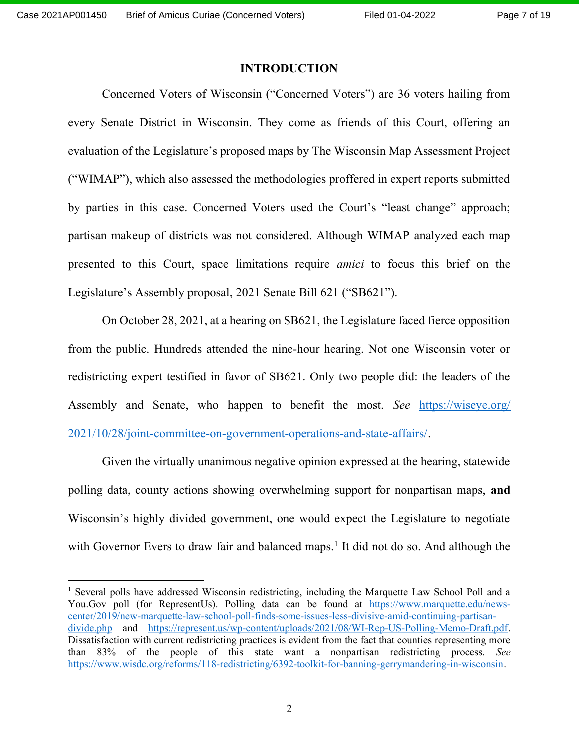## INTRODUCTION

Concerned Voters of Wisconsin ("Concerned Voters") are 36 voters hailing from every Senate District in Wisconsin. They come as friends of this Court, offering an evaluation of the Legislature's proposed maps by The Wisconsin Map Assessment Project ("WIMAP"), which also assessed the methodologies proffered in expert reports submitted by parties in this case. Concerned Voters used the Court's "least change" approach; partisan makeup of districts was not considered. Although WIMAP analyzed each map presented to this Court, space limitations require *amici* to focus this brief on the Legislature's Assembly proposal, 2021 Senate Bill 621 ("SB621").

On October 28, 2021, at a hearing on SB621, the Legislature faced fierce opposition from the public. Hundreds attended the nine-hour hearing. Not one Wisconsin voter or redistricting expert testified in favor of SB621. Only two people did: the leaders of the Assembly and Senate, who happen to benefit the most. *See* https://wiseye.org/2021/10/28/joint-committee-on-government-operations-and-state-affairs/.

Given the virtually unanimous negative opinion expressed at the hearing, statewide polling data, county actions showing overwhelming support for nonpartisan maps, **and** Wisconsin's highly divided government, one would expect the Legislature to negotiate with Governor Evers to draw fair and balanced maps.[1] It did not do so. And although the

[1] Several polls have addressed Wisconsin redistricting, including the Marquette Law School Poll and a You.Gov poll (for RepresentUs). Polling data can be found at https://www.marquette.edu/news-center/2019/new-marquette-law-school-poll-finds-some-issues-less-divisive-amid-continuing-partisan-divide.php and https://represent.us/wp-content/uploads/2021/08/WI-Rep-US-Polling-Memo-Draft.pdf. Dissatisfaction with current redistricting practices is evident from the fact that counties representing more than 83% of the people of this state want a nonpartisan redistricting process. *See* https://www.wisdc.org/reforms/118-redistricting/6392-toolkit-for-banning-gerrymandering-in-wisconsin.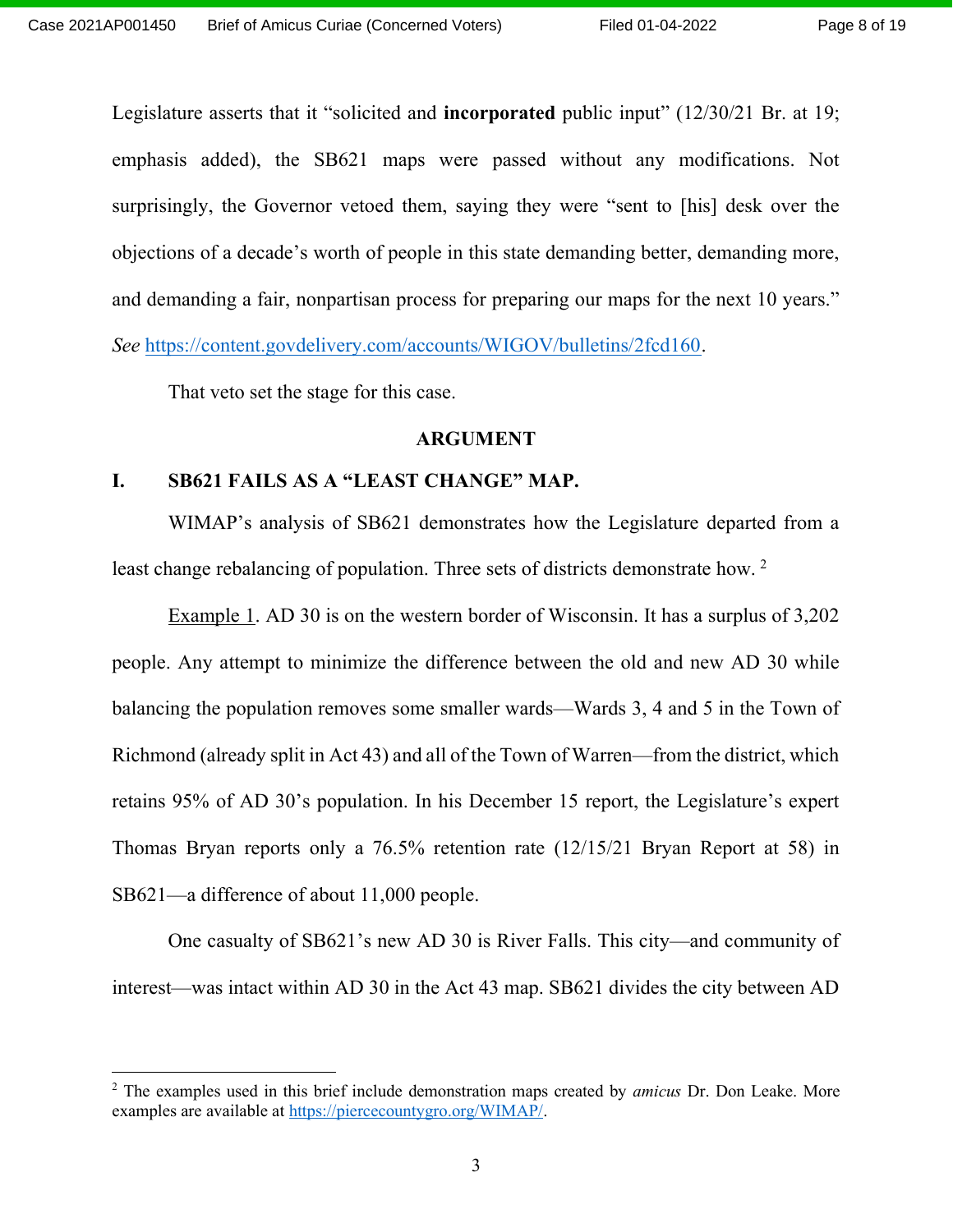Legislature asserts that it "solicited and **incorporated** public input" (12/30/21 Br. at 19; emphasis added), the SB621 maps were passed without any modifications. Not surprisingly, the Governor vetoed them, saying they were "sent to [his] desk over the objections of a decade's worth of people in this state demanding better, demanding more, and demanding a fair, nonpartisan process for preparing our maps for the next 10 years." *See* https://content.govdelivery.com/accounts/WIGOV/bulletins/2fcd160.

That veto set the stage for this case.

## ARGUMENT

### I. SB621 FAILS AS A "LEAST CHANGE" MAP.

WIMAP's analysis of SB621 demonstrates how the Legislature departed from a least change rebalancing of population. Three sets of districts demonstrate how. [2]

Example 1. AD 30 is on the western border of Wisconsin. It has a surplus of 3,202 people. Any attempt to minimize the difference between the old and new AD 30 while balancing the population removes some smaller wards—Wards 3, 4 and 5 in the Town of Richmond (already split in Act 43) and all of the Town of Warren—from the district, which retains 95% of AD 30's population. In his December 15 report, the Legislature's expert Thomas Bryan reports only a 76.5% retention rate (12/15/21 Bryan Report at 58) in SB621—a difference of about 11,000 people.

One casualty of SB621's new AD 30 is River Falls. This city—and community of interest—was intact within AD 30 in the Act 43 map. SB621 divides the city between AD

---

[2] The examples used in this brief include demonstration maps created by *amicus* Dr. Don Leake. More examples are available at https://piercecountygro.org/WIMAP/.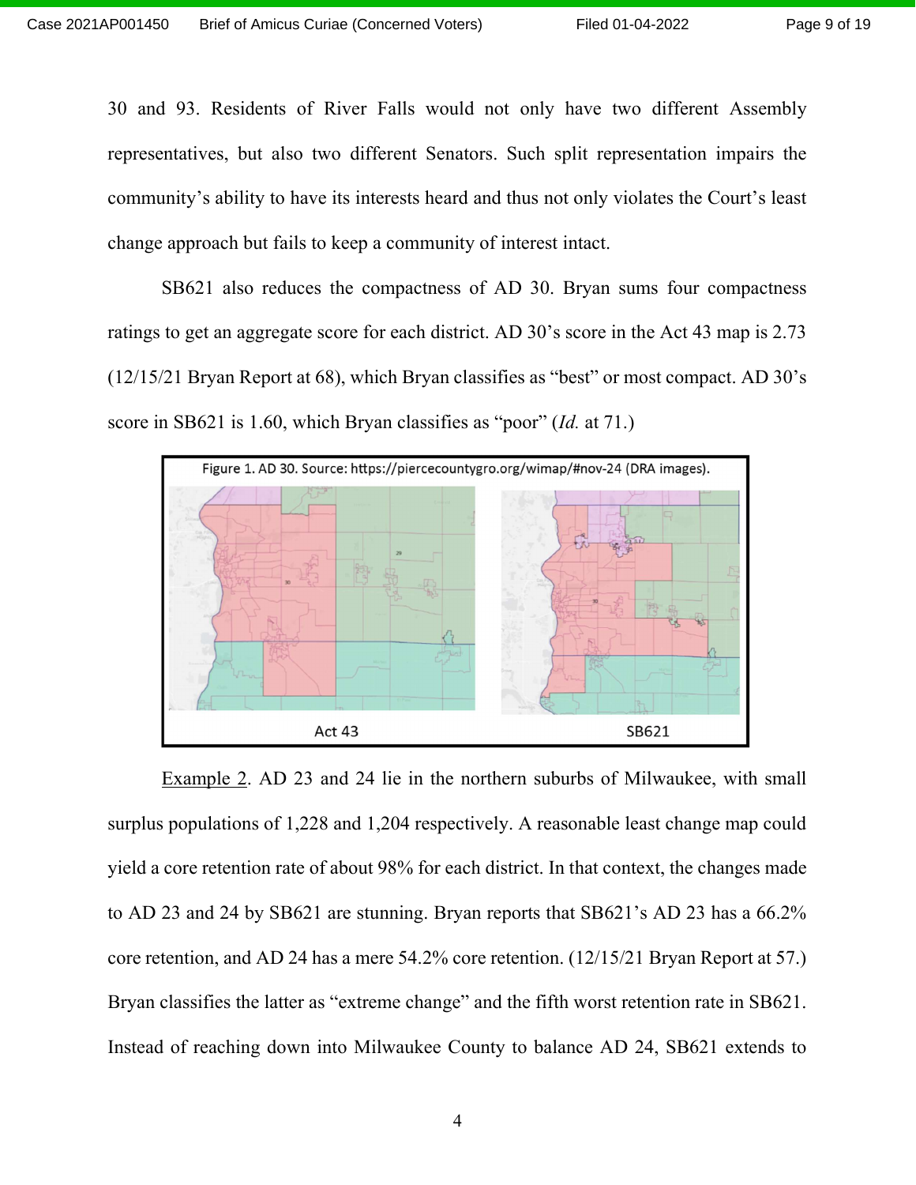30 and 93. Residents of River Falls would not only have two different Assembly representatives, but also two different Senators. Such split representation impairs the community's ability to have its interests heard and thus not only violates the Court's least change approach but fails to keep a community of interest intact.

SB621 also reduces the compactness of AD 30. Bryan sums four compactness ratings to get an aggregate score for each district. AD 30's score in the Act 43 map is 2.73 (12/15/21 Bryan Report at 68), which Bryan classifies as "best" or most compact. AD 30's score in SB621 is 1.60, which Bryan classifies as "poor" (*Id.* at 71.)

Figure 1. AD 30. Source: https://piercecountygro.org/wimap/#nov-24 (DRA images).

Act 43 | SB621

<u>Example 2</u>. AD 23 and 24 lie in the northern suburbs of Milwaukee, with small surplus populations of 1,228 and 1,204 respectively. A reasonable least change map could yield a core retention rate of about 98% for each district. In that context, the changes made to AD 23 and 24 by SB621 are stunning. Bryan reports that SB621's AD 23 has a 66.2% core retention, and AD 24 has a mere 54.2% core retention. (12/15/21 Bryan Report at 57.) Bryan classifies the latter as "extreme change" and the fifth worst retention rate in SB621. Instead of reaching down into Milwaukee County to balance AD 24, SB621 extends to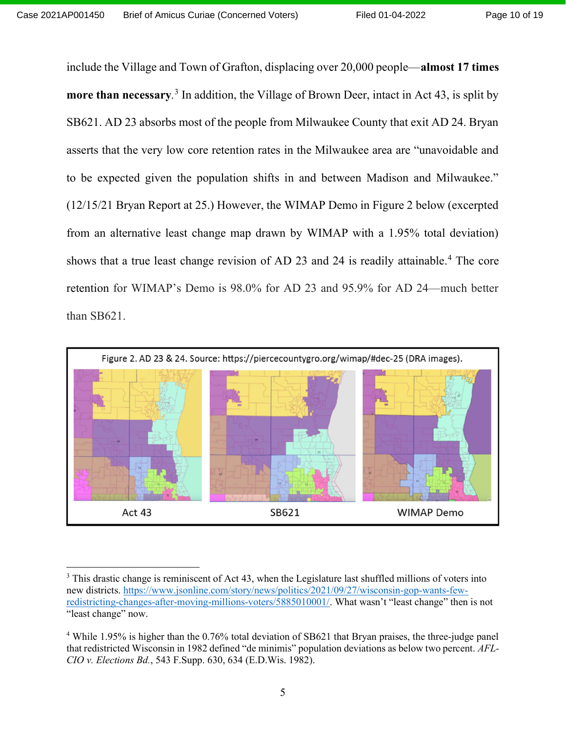include the Village and Town of Grafton, displacing over 20,000 people—**almost 17 times more than necessary**.[3] In addition, the Village of Brown Deer, intact in Act 43, is split by SB621. AD 23 absorbs most of the people from Milwaukee County that exit AD 24. Bryan asserts that the very low core retention rates in the Milwaukee area are "unavoidable and to be expected given the population shifts in and between Madison and Milwaukee." (12/15/21 Bryan Report at 25.) However, the WIMAP Demo in Figure 2 below (excerpted from an alternative least change map drawn by WIMAP with a 1.95% total deviation) shows that a true least change revision of AD 23 and 24 is readily attainable.[4] The core retention for WIMAP's Demo is 98.0% for AD 23 and 95.9% for AD 24—much better than SB621.

Figure 2. AD 23 & 24. Source: https://piercecountygro.org/wimap/#dec-25 (DRA images).

Act 43 | SB621 | WIMAP Demo

---

[3] This drastic change is reminiscent of Act 43, when the Legislature last shuffled millions of voters into new districts. https://www.jsonline.com/story/news/politics/2021/09/27/wisconsin-gop-wants-few-redistricting-changes-after-moving-millions-voters/5885010001/. What wasn't "least change" then is not "least change" now.

[4] While 1.95% is higher than the 0.76% total deviation of SB621 that Bryan praises, the three-judge panel that redistricted Wisconsin in 1982 defined "de minimis" population deviations as below two percent. *AFL-CIO v. Elections Bd.*, 543 F.Supp. 630, 634 (E.D.Wis. 1982).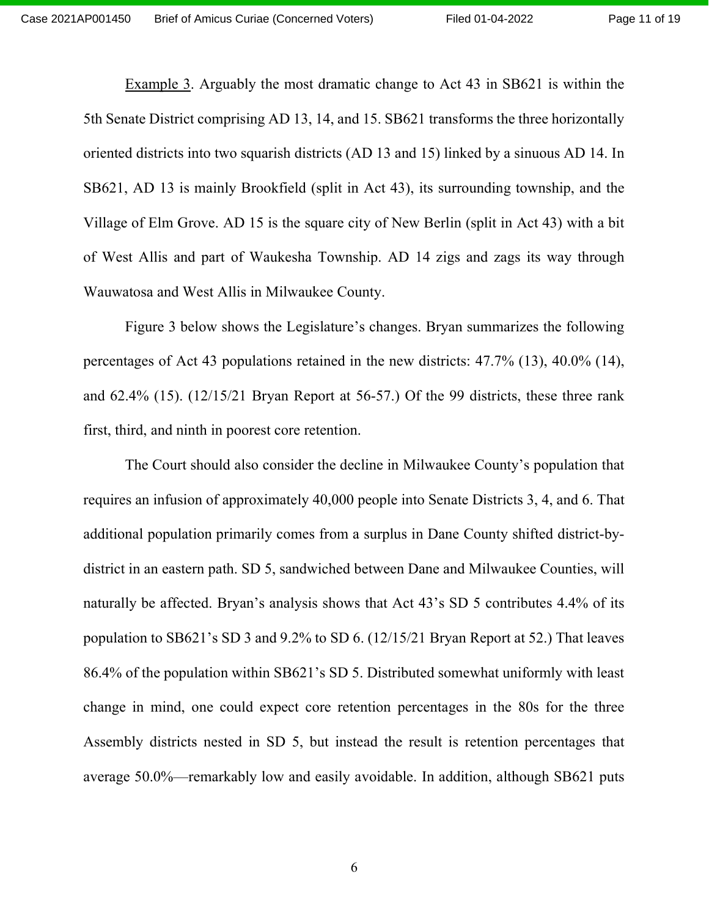Example 3. Arguably the most dramatic change to Act 43 in SB621 is within the 5th Senate District comprising AD 13, 14, and 15. SB621 transforms the three horizontally oriented districts into two squarish districts (AD 13 and 15) linked by a sinuous AD 14. In SB621, AD 13 is mainly Brookfield (split in Act 43), its surrounding township, and the Village of Elm Grove. AD 15 is the square city of New Berlin (split in Act 43) with a bit of West Allis and part of Waukesha Township. AD 14 zigs and zags its way through Wauwatosa and West Allis in Milwaukee County.

Figure 3 below shows the Legislature's changes. Bryan summarizes the following percentages of Act 43 populations retained in the new districts: 47.7% (13), 40.0% (14), and 62.4% (15). (12/15/21 Bryan Report at 56-57.) Of the 99 districts, these three rank first, third, and ninth in poorest core retention.

The Court should also consider the decline in Milwaukee County's population that requires an infusion of approximately 40,000 people into Senate Districts 3, 4, and 6. That additional population primarily comes from a surplus in Dane County shifted district-by-district in an eastern path. SD 5, sandwiched between Dane and Milwaukee Counties, will naturally be affected. Bryan's analysis shows that Act 43's SD 5 contributes 4.4% of its population to SB621's SD 3 and 9.2% to SD 6. (12/15/21 Bryan Report at 52.) That leaves 86.4% of the population within SB621's SD 5. Distributed somewhat uniformly with least change in mind, one could expect core retention percentages in the 80s for the three Assembly districts nested in SD 5, but instead the result is retention percentages that average 50.0%—remarkably low and easily avoidable. In addition, although SB621 puts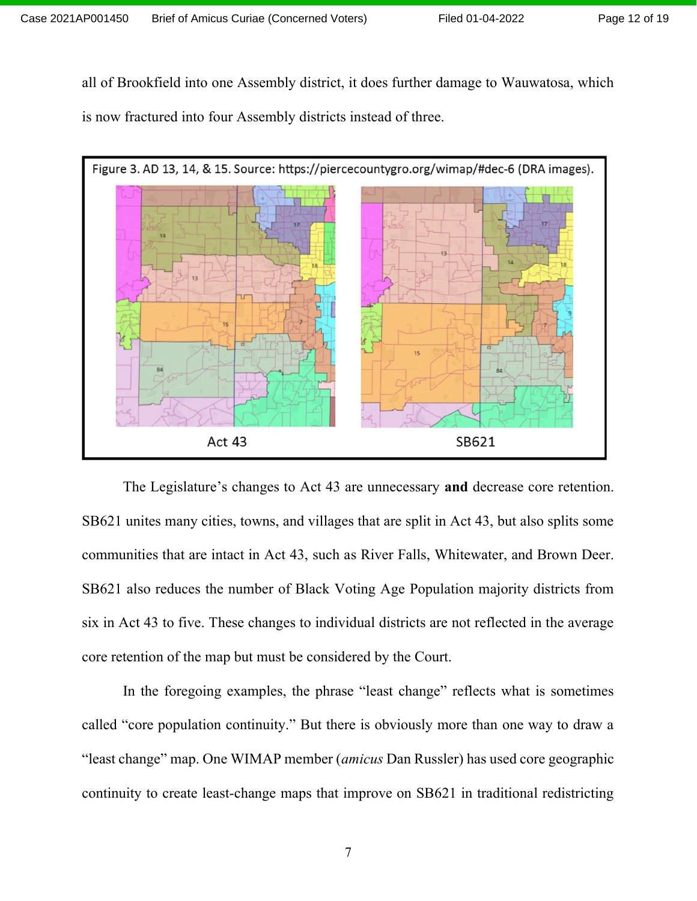all of Brookfield into one Assembly district, it does further damage to Wauwatosa, which is now fractured into four Assembly districts instead of three.

Figure 3. AD 13, 14, & 15. Source: https://piercecountygro.org/wimap/#dec-6 (DRA images).

Act 43 | SB621

The Legislature's changes to Act 43 are unnecessary **and** decrease core retention. SB621 unites many cities, towns, and villages that are split in Act 43, but also splits some communities that are intact in Act 43, such as River Falls, Whitewater, and Brown Deer. SB621 also reduces the number of Black Voting Age Population majority districts from six in Act 43 to five. These changes to individual districts are not reflected in the average core retention of the map but must be considered by the Court.

In the foregoing examples, the phrase "least change" reflects what is sometimes called "core population continuity." But there is obviously more than one way to draw a "least change" map. One WIMAP member (*amicus* Dan Russler) has used core geographic continuity to create least-change maps that improve on SB621 in traditional redistricting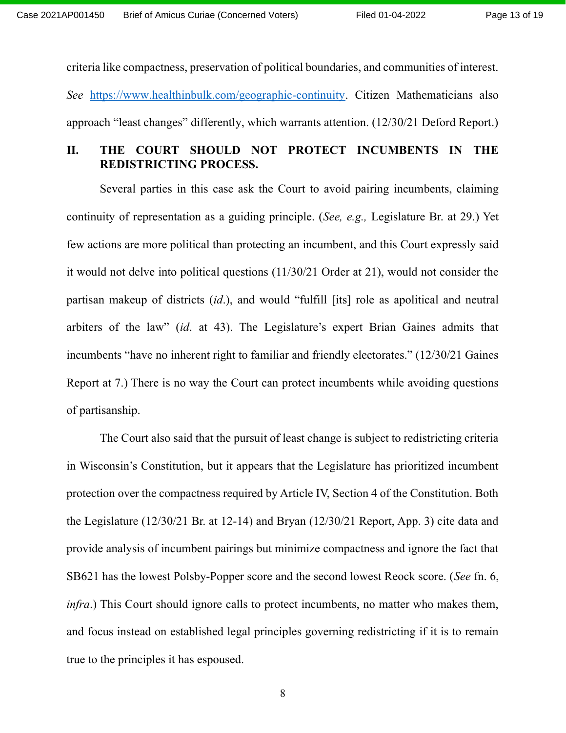criteria like compactness, preservation of political boundaries, and communities of interest. *See* https://www.healthinbulk.com/geographic-continuity. Citizen Mathematicians also approach "least changes" differently, which warrants attention. (12/30/21 Deford Report.)

## II. THE COURT SHOULD NOT PROTECT INCUMBENTS IN THE REDISTRICTING PROCESS.

Several parties in this case ask the Court to avoid pairing incumbents, claiming continuity of representation as a guiding principle. (*See, e.g.,* Legislature Br. at 29.) Yet few actions are more political than protecting an incumbent, and this Court expressly said it would not delve into political questions (11/30/21 Order at 21), would not consider the partisan makeup of districts (*id.*), and would "fulfill [its] role as apolitical and neutral arbiters of the law" (*id.* at 43). The Legislature's expert Brian Gaines admits that incumbents "have no inherent right to familiar and friendly electorates." (12/30/21 Gaines Report at 7.) There is no way the Court can protect incumbents while avoiding questions of partisanship.

The Court also said that the pursuit of least change is subject to redistricting criteria in Wisconsin's Constitution, but it appears that the Legislature has prioritized incumbent protection over the compactness required by Article IV, Section 4 of the Constitution. Both the Legislature (12/30/21 Br. at 12-14) and Bryan (12/30/21 Report, App. 3) cite data and provide analysis of incumbent pairings but minimize compactness and ignore the fact that SB621 has the lowest Polsby-Popper score and the second lowest Reock score. (*See* fn. 6, *infra*.) This Court should ignore calls to protect incumbents, no matter who makes them, and focus instead on established legal principles governing redistricting if it is to remain true to the principles it has espoused.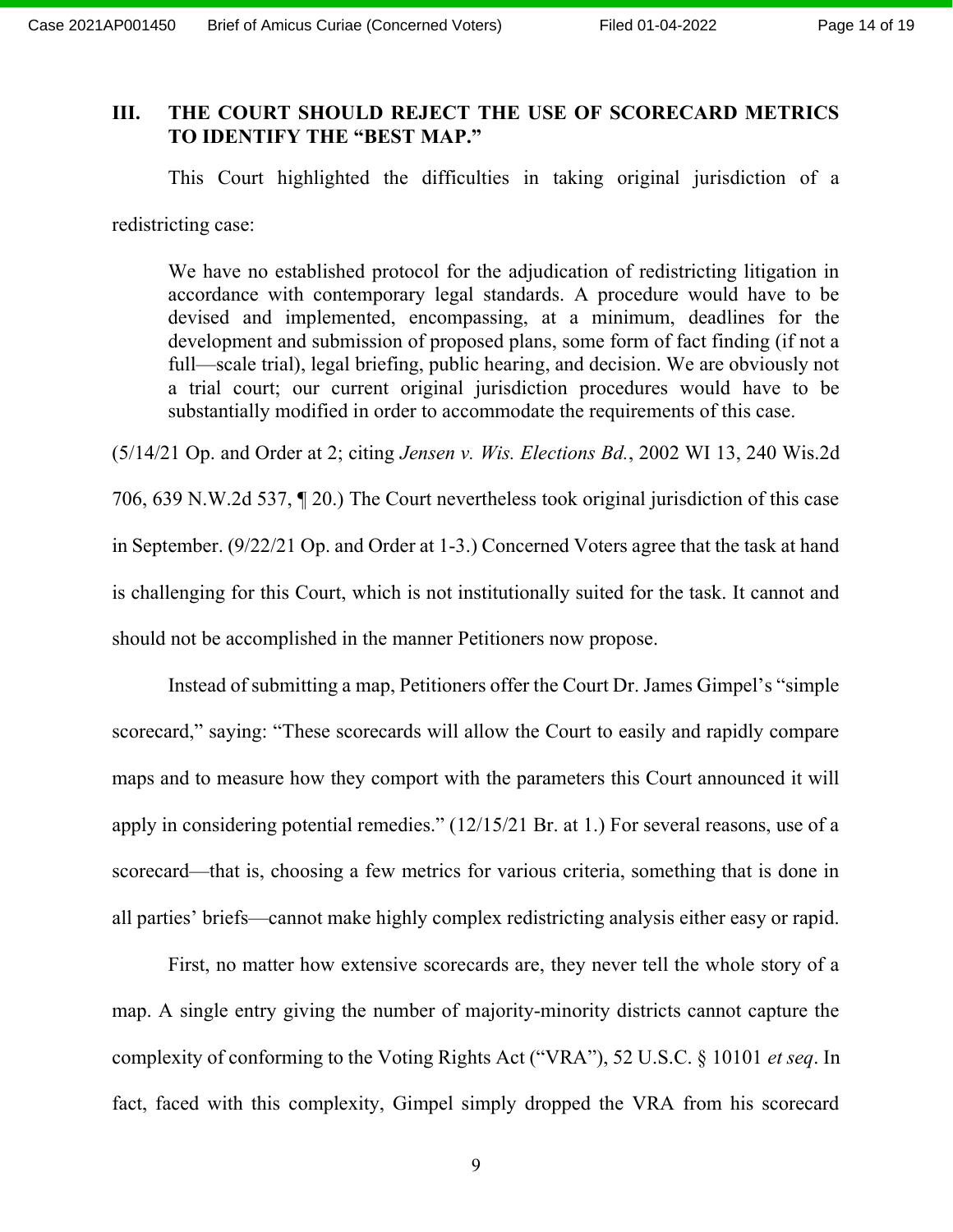## III. THE COURT SHOULD REJECT THE USE OF SCORECARD METRICS TO IDENTIFY THE "BEST MAP."

This Court highlighted the difficulties in taking original jurisdiction of a redistricting case:

> We have no established protocol for the adjudication of redistricting litigation in accordance with contemporary legal standards. A procedure would have to be devised and implemented, encompassing, at a minimum, deadlines for the development and submission of proposed plans, some form of fact finding (if not a full—scale trial), legal briefing, public hearing, and decision. We are obviously not a trial court; our current original jurisdiction procedures would have to be substantially modified in order to accommodate the requirements of this case.

(5/14/21 Op. and Order at 2; citing *Jensen v. Wis. Elections Bd.*, 2002 WI 13, 240 Wis.2d 706, 639 N.W.2d 537, ¶ 20.) The Court nevertheless took original jurisdiction of this case in September. (9/22/21 Op. and Order at 1-3.) Concerned Voters agree that the task at hand is challenging for this Court, which is not institutionally suited for the task. It cannot and should not be accomplished in the manner Petitioners now propose.

Instead of submitting a map, Petitioners offer the Court Dr. James Gimpel's "simple scorecard," saying: "These scorecards will allow the Court to easily and rapidly compare maps and to measure how they comport with the parameters this Court announced it will apply in considering potential remedies." (12/15/21 Br. at 1.) For several reasons, use of a scorecard—that is, choosing a few metrics for various criteria, something that is done in all parties' briefs—cannot make highly complex redistricting analysis either easy or rapid.

First, no matter how extensive scorecards are, they never tell the whole story of a map. A single entry giving the number of majority-minority districts cannot capture the complexity of conforming to the Voting Rights Act ("VRA"), 52 U.S.C. § 10101 *et seq*. In fact, faced with this complexity, Gimpel simply dropped the VRA from his scorecard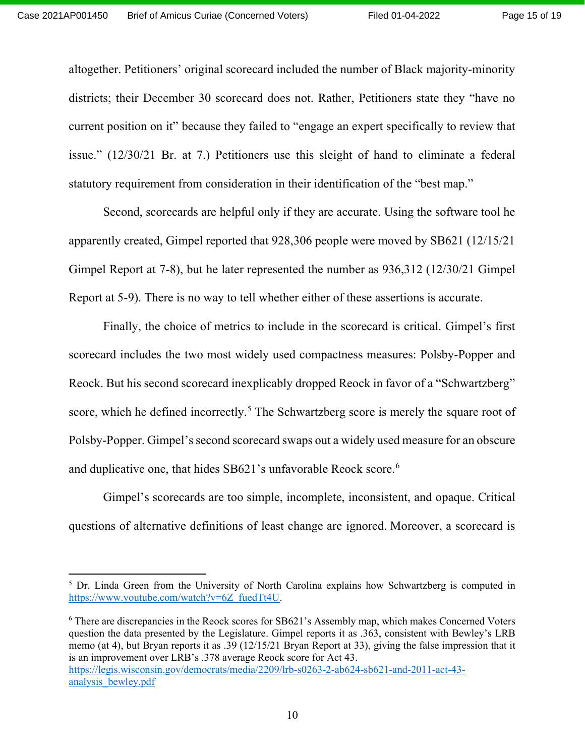altogether. Petitioners' original scorecard included the number of Black majority-minority districts; their December 30 scorecard does not. Rather, Petitioners state they "have no current position on it" because they failed to "engage an expert specifically to review that issue." (12/30/21 Br. at 7.) Petitioners use this sleight of hand to eliminate a federal statutory requirement from consideration in their identification of the "best map."

Second, scorecards are helpful only if they are accurate. Using the software tool he apparently created, Gimpel reported that 928,306 people were moved by SB621 (12/15/21 Gimpel Report at 7-8), but he later represented the number as 936,312 (12/30/21 Gimpel Report at 5-9). There is no way to tell whether either of these assertions is accurate.

Finally, the choice of metrics to include in the scorecard is critical. Gimpel's first scorecard includes the two most widely used compactness measures: Polsby-Popper and Reock. But his second scorecard inexplicably dropped Reock in favor of a "Schwartzberg" score, which he defined incorrectly.[5] The Schwartzberg score is merely the square root of Polsby-Popper. Gimpel's second scorecard swaps out a widely used measure for an obscure and duplicative one, that hides SB621's unfavorable Reock score.[6]

Gimpel's scorecards are too simple, incomplete, inconsistent, and opaque. Critical questions of alternative definitions of least change are ignored. Moreover, a scorecard is

---

[5] Dr. Linda Green from the University of North Carolina explains how Schwartzberg is computed in https://www.youtube.com/watch?v=6Z_fuedTt4U.

[6] There are discrepancies in the Reock scores for SB621's Assembly map, which makes Concerned Voters question the data presented by the Legislature. Gimpel reports it as .363, consistent with Bewley's LRB memo (at 4), but Bryan reports it as .39 (12/15/21 Bryan Report at 33), giving the false impression that it is an improvement over LRB's .378 average Reock score for Act 43. https://legis.wisconsin.gov/democrats/media/2209/lrb-s0263-2-ab624-sb621-and-2011-act-43-analysis_bewley.pdf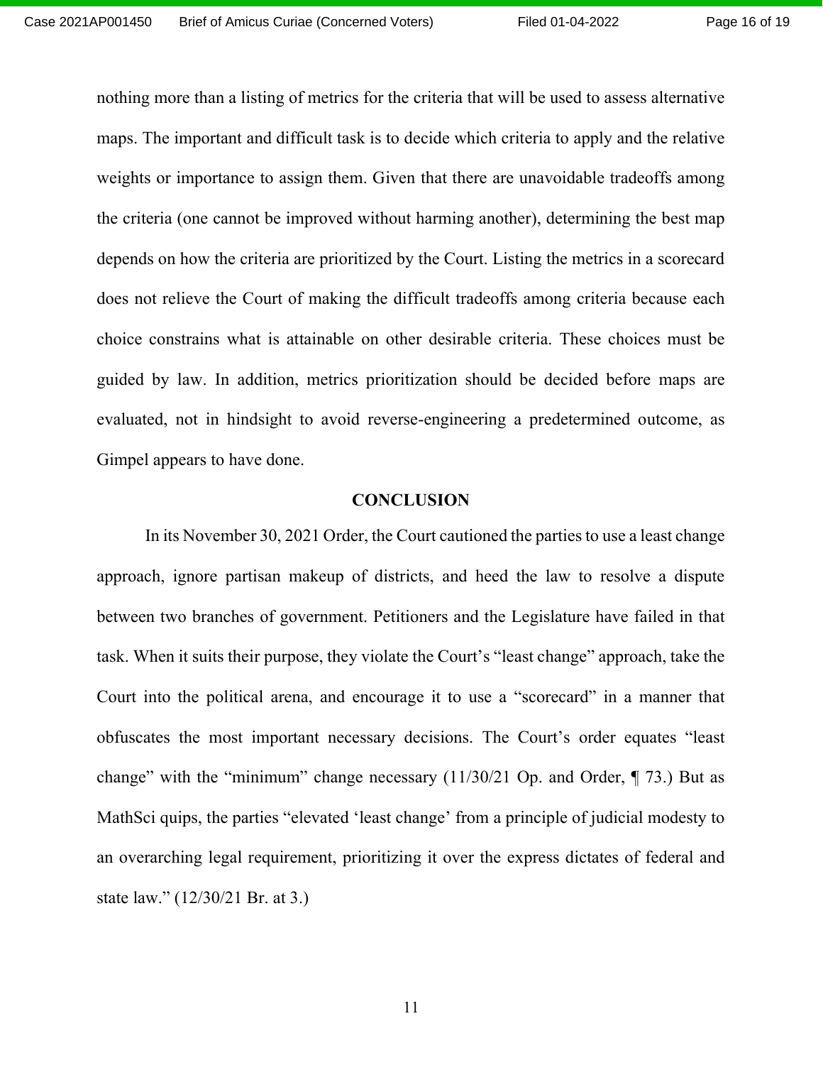nothing more than a listing of metrics for the criteria that will be used to assess alternative maps. The important and difficult task is to decide which criteria to apply and the relative weights or importance to assign them. Given that there are unavoidable tradeoffs among the criteria (one cannot be improved without harming another), determining the best map depends on how the criteria are prioritized by the Court. Listing the metrics in a scorecard does not relieve the Court of making the difficult tradeoffs among criteria because each choice constrains what is attainable on other desirable criteria. These choices must be guided by law. In addition, metrics prioritization should be decided before maps are evaluated, not in hindsight to avoid reverse-engineering a predetermined outcome, as Gimpel appears to have done.

## CONCLUSION

In its November 30, 2021 Order, the Court cautioned the parties to use a least change approach, ignore partisan makeup of districts, and heed the law to resolve a dispute between two branches of government. Petitioners and the Legislature have failed in that task. When it suits their purpose, they violate the Court's "least change" approach, take the Court into the political arena, and encourage it to use a "scorecard" in a manner that obfuscates the most important necessary decisions. The Court's order equates "least change" with the "minimum" change necessary (11/30/21 Op. and Order, ¶ 73.) But as MathSci quips, the parties "elevated 'least change' from a principle of judicial modesty to an overarching legal requirement, prioritizing it over the express dictates of federal and state law." (12/30/21 Br. at 3.)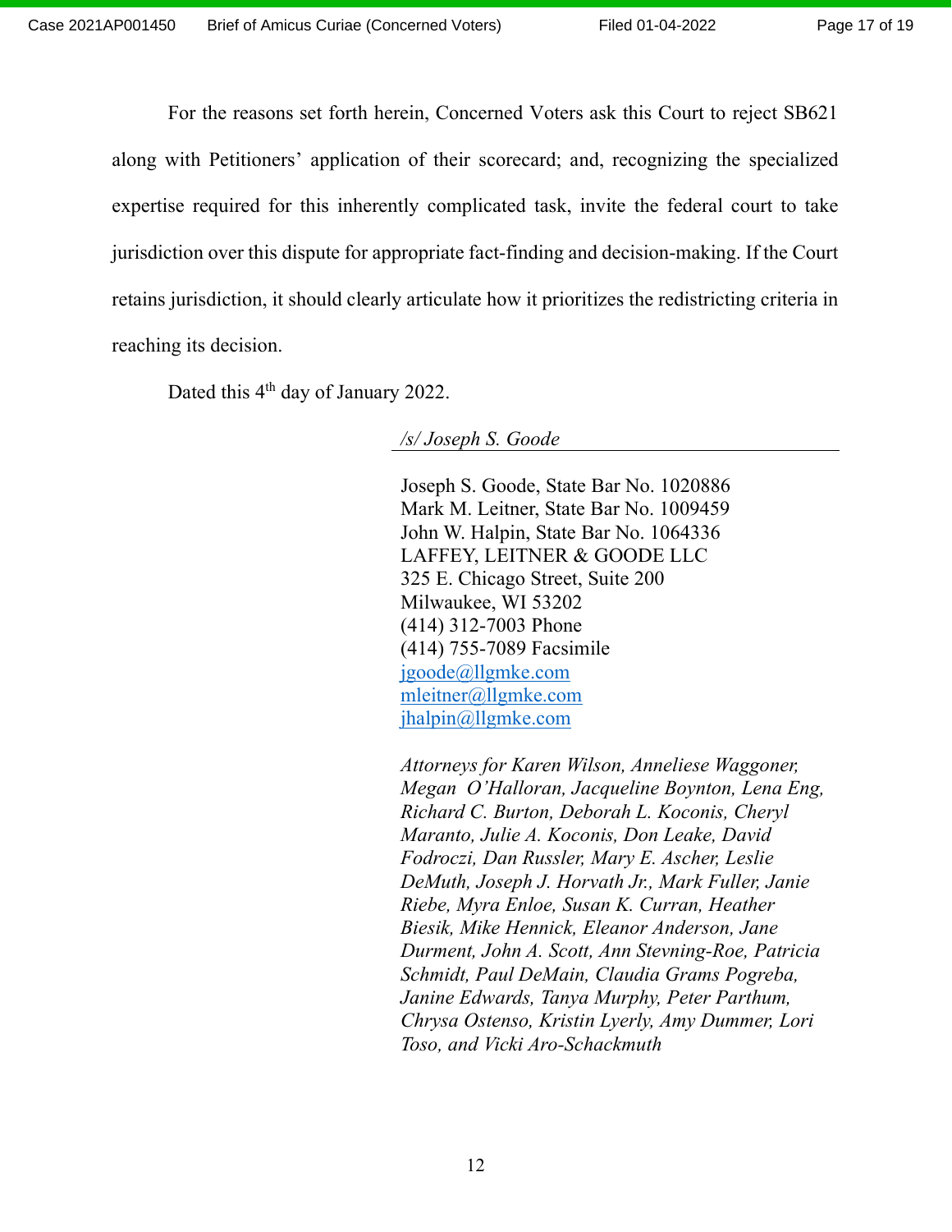For the reasons set forth herein, Concerned Voters ask this Court to reject SB621 along with Petitioners' application of their scorecard; and, recognizing the specialized expertise required for this inherently complicated task, invite the federal court to take jurisdiction over this dispute for appropriate fact-finding and decision-making. If the Court retains jurisdiction, it should clearly articulate how it prioritizes the redistricting criteria in reaching its decision.

Dated this 4th day of January 2022.

*/s/ Joseph S. Goode*

Joseph S. Goode, State Bar No. 1020886
Mark M. Leitner, State Bar No. 1009459
John W. Halpin, State Bar No. 1064336
LAFFEY, LEITNER & GOODE LLC
325 E. Chicago Street, Suite 200
Milwaukee, WI 53202
(414) 312-7003 Phone
(414) 755-7089 Facsimile
jgoode@llgmke.com
mleitner@llgmke.com
jhalpin@llgmke.com

*Attorneys for Karen Wilson, Anneliese Waggoner, Megan O'Halloran, Jacqueline Boynton, Lena Eng, Richard C. Burton, Deborah L. Koconis, Cheryl Maranto, Julie A. Koconis, Don Leake, David Fodroczi, Dan Russler, Mary E. Ascher, Leslie DeMuth, Joseph J. Horvath Jr., Mark Fuller, Janie Riebe, Myra Enloe, Susan K. Curran, Heather Biesik, Mike Hennick, Eleanor Anderson, Jane Durment, John A. Scott, Ann Stevning-Roe, Patricia Schmidt, Paul DeMain, Claudia Grams Pogreba, Janine Edwards, Tanya Murphy, Peter Parthum, Chrysa Ostenso, Kristin Lyerly, Amy Dummer, Lori Toso, and Vicki Aro-Schackmuth*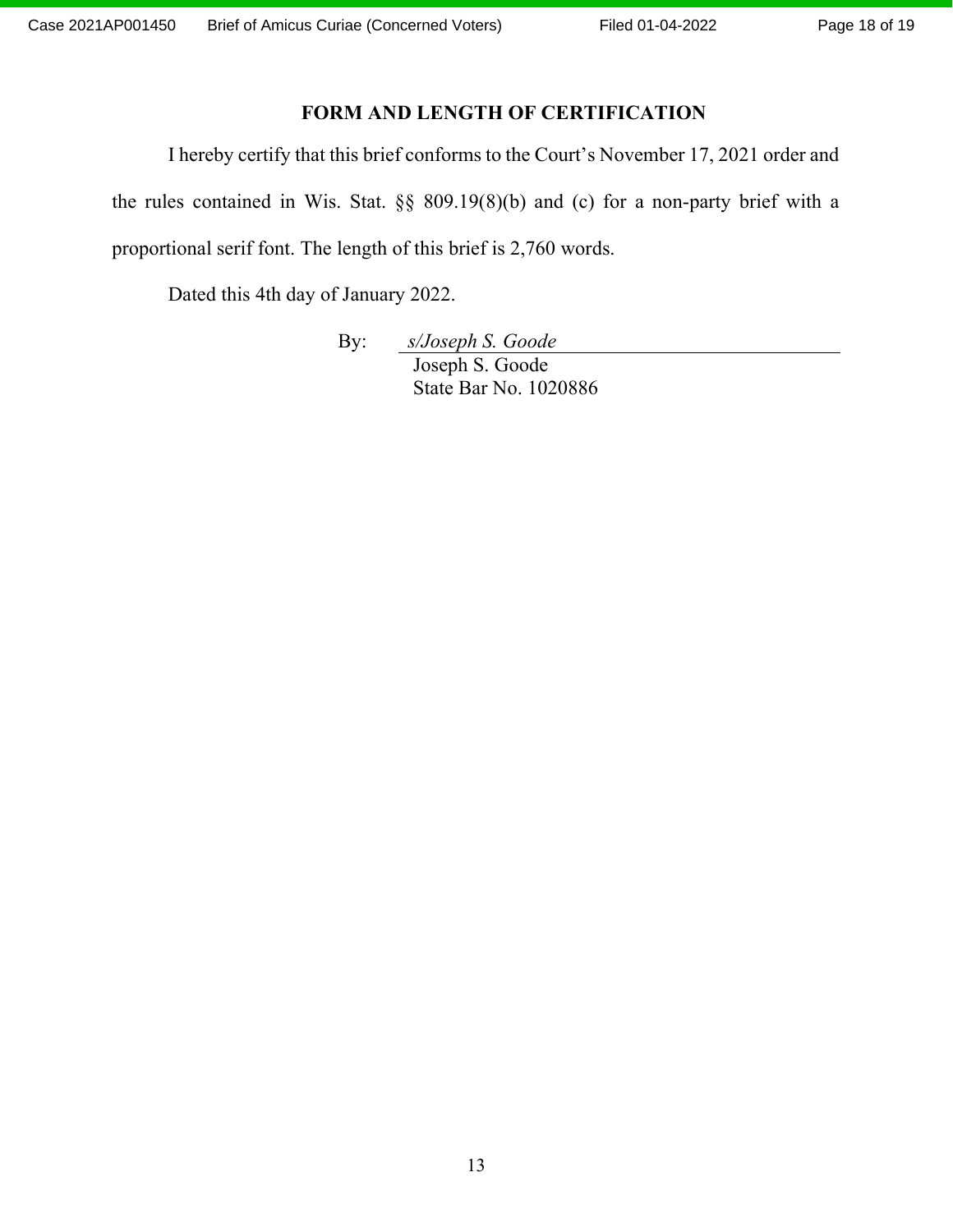## FORM AND LENGTH OF CERTIFICATION

I hereby certify that this brief conforms to the Court's November 17, 2021 order and the rules contained in Wis. Stat. §§ 809.19(8)(b) and (c) for a non-party brief with a proportional serif font. The length of this brief is 2,760 words.

Dated this 4th day of January 2022.

By: *s/Joseph S. Goode*
Joseph S. Goode
State Bar No. 1020886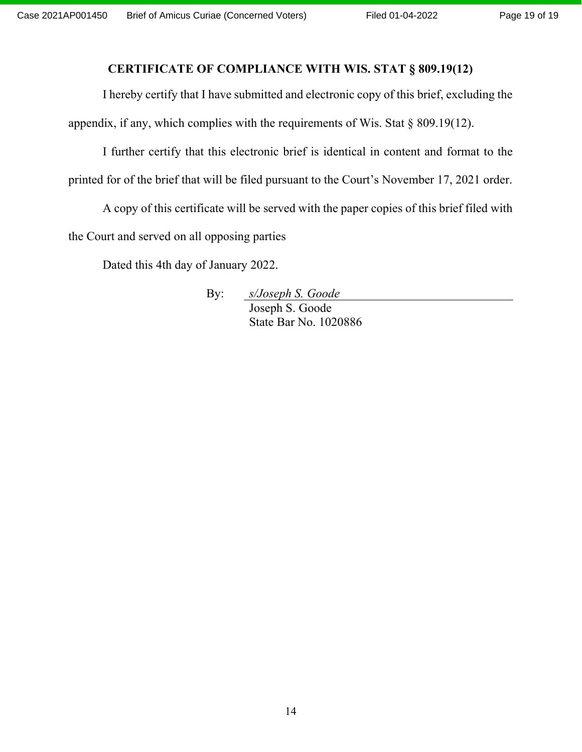**CERTIFICATE OF COMPLIANCE WITH WIS. STAT § 809.19(12)**

I hereby certify that I have submitted and electronic copy of this brief, excluding the appendix, if any, which complies with the requirements of Wis. Stat § 809.19(12).

I further certify that this electronic brief is identical in content and format to the printed for of the brief that will be filed pursuant to the Court's November 17, 2021 order.

A copy of this certificate will be served with the paper copies of this brief filed with the Court and served on all opposing parties

Dated this 4th day of January 2022.

By: *s/Joseph S. Goode*
Joseph S. Goode
State Bar No. 1020886